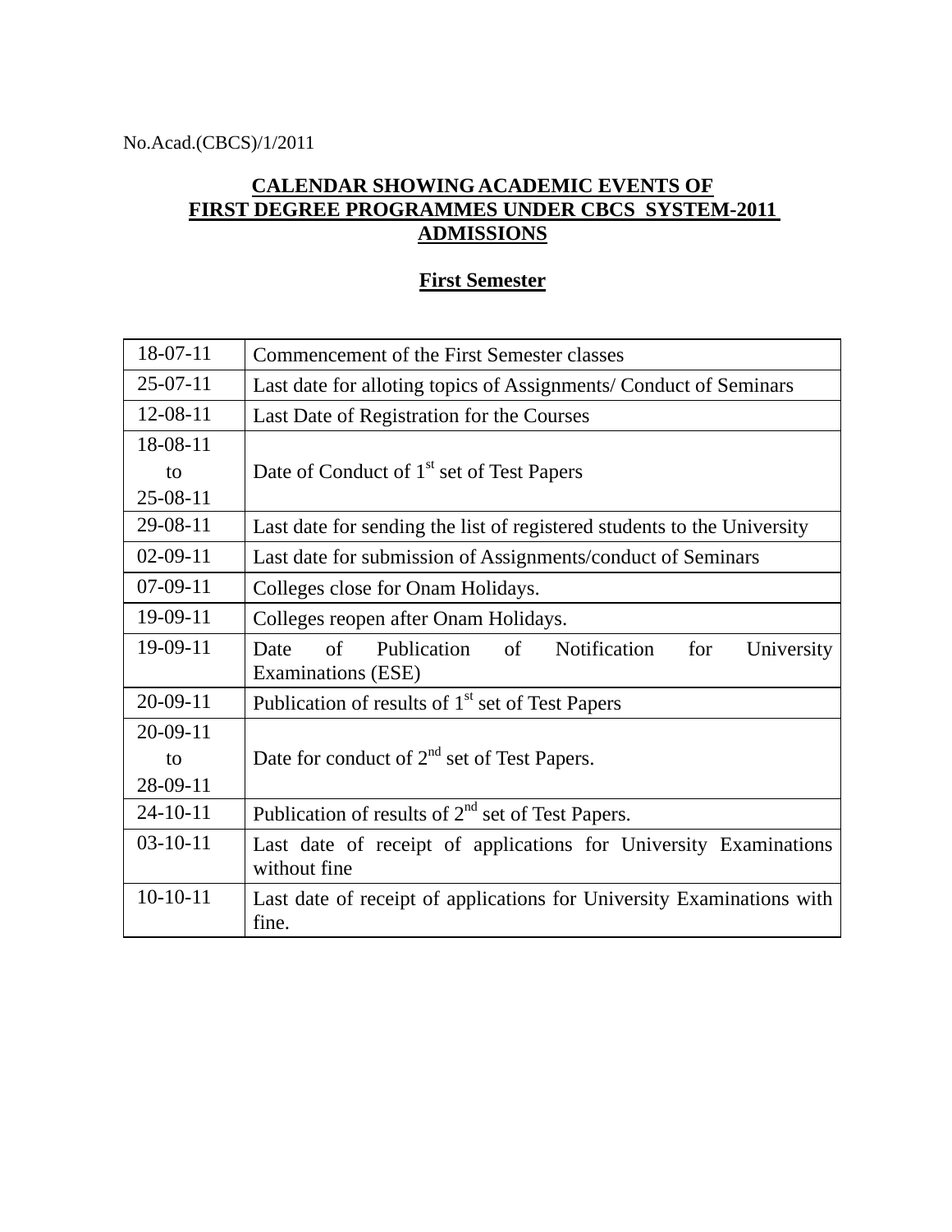No.Acad.(CBCS)/1/2011

# CALENDAR SHOWING ACADEMIC EVENTS OF FIRST DEGREE PROGRAMMES UNDER CBCS SYSTEM-2011 ADMISSIONS

## First Semester

| Date | Event |
|---|---|
| 18-07-11 | Commencement of the First Semester classes |
| 25-07-11 | Last date for alloting topics of Assignments/ Conduct of Seminars |
| 12-08-11 | Last Date of Registration for the Courses |
| 18-08-11 to 25-08-11 | Date of Conduct of 1st set of Test Papers |
| 29-08-11 | Last date for sending the list of registered students to the University |
| 02-09-11 | Last date for submission of Assignments/conduct of Seminars |
| 07-09-11 | Colleges close for Onam Holidays. |
| 19-09-11 | Colleges reopen after Onam Holidays. |
| 19-09-11 | Date of Publication of Notification for University Examinations (ESE) |
| 20-09-11 | Publication of results of 1st set of Test Papers |
| 20-09-11 to 28-09-11 | Date for conduct of 2nd set of Test Papers. |
| 24-10-11 | Publication of results of 2nd set of Test Papers. |
| 03-10-11 | Last date of receipt of applications for University Examinations without fine |
| 10-10-11 | Last date of receipt of applications for University Examinations with fine. |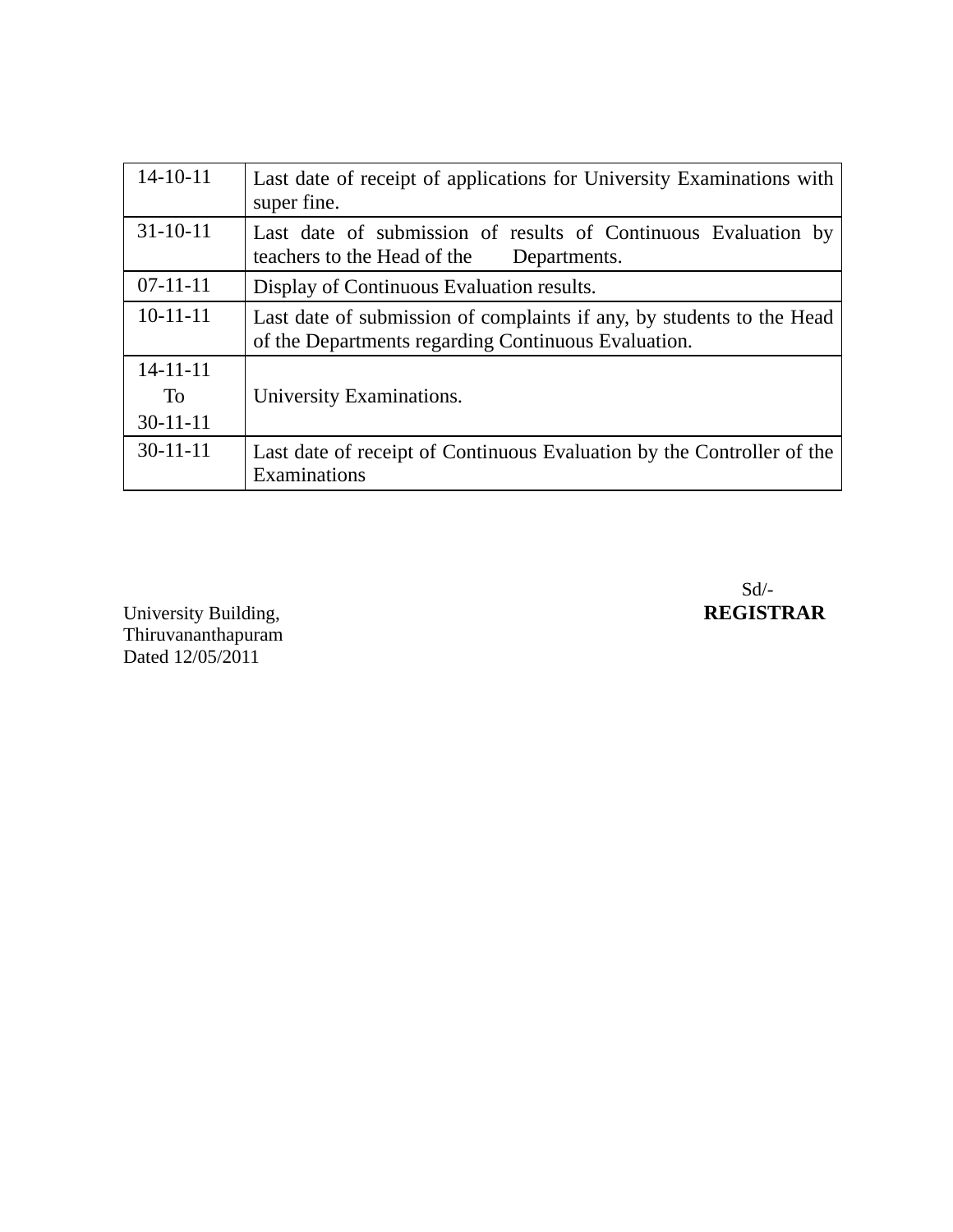| | |
|---|---|
| 14-10-11 | Last date of receipt of applications for University Examinations with super fine. |
| 31-10-11 | Last date of submission of results of Continuous Evaluation by teachers to the Head of the Departments. |
| 07-11-11 | Display of Continuous Evaluation results. |
| 10-11-11 | Last date of submission of complaints if any, by students to the Head of the Departments regarding Continuous Evaluation. |
| 14-11-11 To 30-11-11 | University Examinations. |
| 30-11-11 | Last date of receipt of Continuous Evaluation by the Controller of the Examinations |

Sd/-

**REGISTRAR**

University Building,
Thiruvananthapuram
Dated 12/05/2011